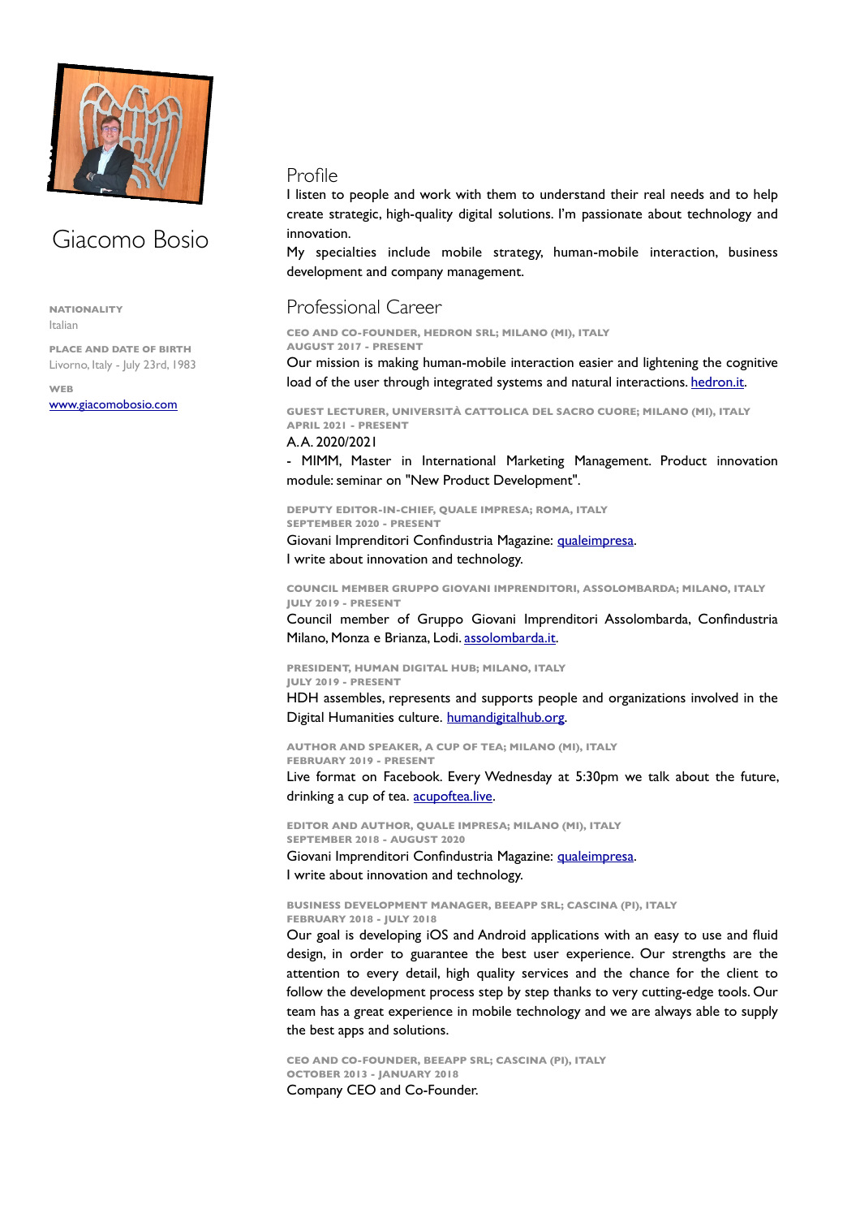# Giacomo Bosio

**NATIONALITY**
Italian

**PLACE AND DATE OF BIRTH**
Livorno, Italy - July 23rd, 1983

**WEB**
[www.giacomobosio.com](www.giacomobosio.com)

## Profile

I listen to people and work with them to understand their real needs and to help create strategic, high-quality digital solutions. I'm passionate about technology and innovation.

My specialties include mobile strategy, human-mobile interaction, business development and company management.

## Professional Career

**CEO AND CO-FOUNDER, HEDRON SRL; MILANO (MI), ITALY**
**AUGUST 2017 - PRESENT**

Our mission is making human-mobile interaction easier and lightening the cognitive load of the user through integrated systems and natural interactions. hedron.it.

**GUEST LECTURER, UNIVERSITÀ CATTOLICA DEL SACRO CUORE; MILANO (MI), ITALY**
**APRIL 2021 - PRESENT**

A.A. 2020/2021

- MIMM, Master in International Marketing Management. Product innovation module: seminar on "New Product Development".

**DEPUTY EDITOR-IN-CHIEF, QUALE IMPRESA; ROMA, ITALY**
**SEPTEMBER 2020 - PRESENT**

Giovani Imprenditori Confindustria Magazine: qualeimpresa.
I write about innovation and technology.

**COUNCIL MEMBER GRUPPO GIOVANI IMPRENDITORI, ASSOLOMBARDA; MILANO, ITALY**
**JULY 2019 - PRESENT**

Council member of Gruppo Giovani Imprenditori Assolombarda, Confindustria Milano, Monza e Brianza, Lodi. assolombarda.it.

**PRESIDENT, HUMAN DIGITAL HUB; MILANO, ITALY**
**JULY 2019 - PRESENT**

HDH assembles, represents and supports people and organizations involved in the Digital Humanities culture. humandigitalhub.org.

**AUTHOR AND SPEAKER, A CUP OF TEA; MILANO (MI), ITALY**
**FEBRUARY 2019 - PRESENT**

Live format on Facebook. Every Wednesday at 5:30pm we talk about the future, drinking a cup of tea. acupoftea.live.

**EDITOR AND AUTHOR, QUALE IMPRESA; MILANO (MI), ITALY**
**SEPTEMBER 2018 - AUGUST 2020**

Giovani Imprenditori Confindustria Magazine: qualeimpresa.
I write about innovation and technology.

**BUSINESS DEVELOPMENT MANAGER, BEEAPP SRL; CASCINA (PI), ITALY**
**FEBRUARY 2018 - JULY 2018**

Our goal is developing iOS and Android applications with an easy to use and fluid design, in order to guarantee the best user experience. Our strengths are the attention to every detail, high quality services and the chance for the client to follow the development process step by step thanks to very cutting-edge tools. Our team has a great experience in mobile technology and we are always able to supply the best apps and solutions.

**CEO AND CO-FOUNDER, BEEAPP SRL; CASCINA (PI), ITALY**
**OCTOBER 2013 - JANUARY 2018**

Company CEO and Co-Founder.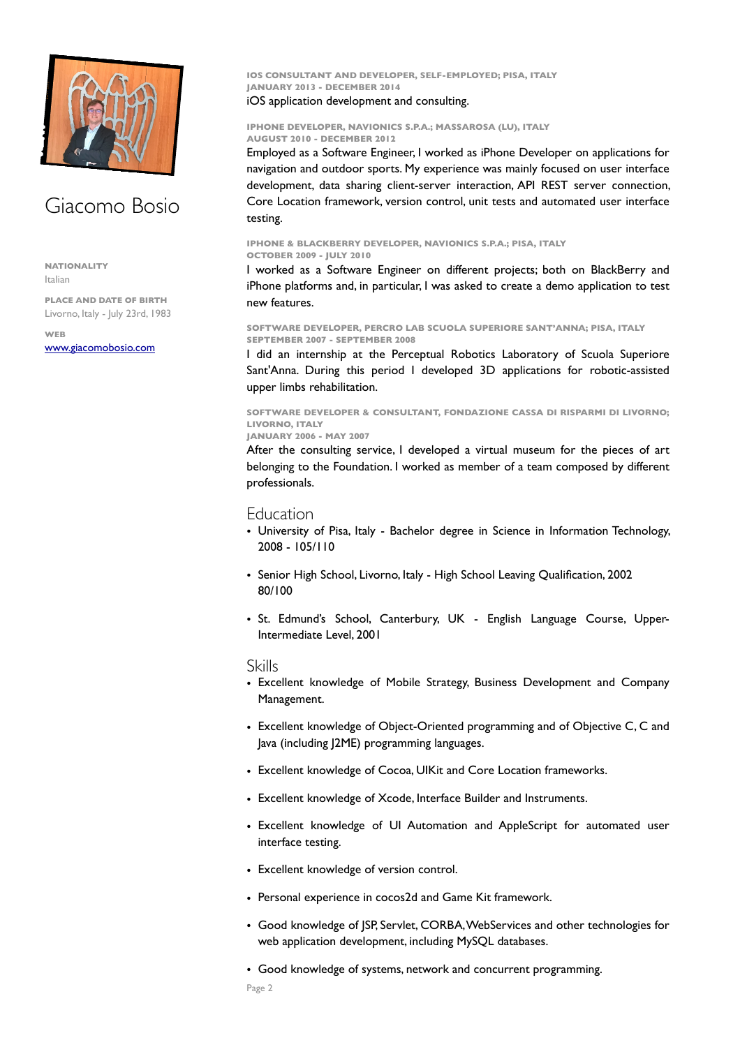# Giacomo Bosio

**NATIONALITY**
Italian

**PLACE AND DATE OF BIRTH**
Livorno, Italy - July 23rd, 1983

**WEB**
[www.giacomobosio.com](www.giacomobosio.com)

**IOS CONSULTANT AND DEVELOPER, SELF-EMPLOYED; PISA, ITALY**
**JANUARY 2013 - DECEMBER 2014**

iOS application development and consulting.

**IPHONE DEVELOPER, NAVIONICS S.P.A.; MASSAROSA (LU), ITALY**
**AUGUST 2010 - DECEMBER 2012**

Employed as a Software Engineer, I worked as iPhone Developer on applications for navigation and outdoor sports. My experience was mainly focused on user interface development, data sharing client-server interaction, API REST server connection, Core Location framework, version control, unit tests and automated user interface testing.

**IPHONE & BLACKBERRY DEVELOPER, NAVIONICS S.P.A.; PISA, ITALY**
**OCTOBER 2009 - JULY 2010**

I worked as a Software Engineer on different projects; both on BlackBerry and iPhone platforms and, in particular, I was asked to create a demo application to test new features.

**SOFTWARE DEVELOPER, PERCRO LAB SCUOLA SUPERIORE SANT'ANNA; PISA, ITALY**
**SEPTEMBER 2007 - SEPTEMBER 2008**

I did an internship at the Perceptual Robotics Laboratory of Scuola Superiore Sant'Anna. During this period I developed 3D applications for robotic-assisted upper limbs rehabilitation.

**SOFTWARE DEVELOPER & CONSULTANT, FONDAZIONE CASSA DI RISPARMI DI LIVORNO; LIVORNO, ITALY**
**JANUARY 2006 - MAY 2007**

After the consulting service, I developed a virtual museum for the pieces of art belonging to the Foundation. I worked as member of a team composed by different professionals.

## Education

- University of Pisa, Italy - Bachelor degree in Science in Information Technology, 2008 - 105/110
- Senior High School, Livorno, Italy - High School Leaving Qualification, 2002 80/100
- St. Edmund's School, Canterbury, UK - English Language Course, Upper-Intermediate Level, 2001

## Skills

- Excellent knowledge of Mobile Strategy, Business Development and Company Management.
- Excellent knowledge of Object-Oriented programming and of Objective C, C and Java (including J2ME) programming languages.
- Excellent knowledge of Cocoa, UIKit and Core Location frameworks.
- Excellent knowledge of Xcode, Interface Builder and Instruments.
- Excellent knowledge of UI Automation and AppleScript for automated user interface testing.
- Excellent knowledge of version control.
- Personal experience in cocos2d and Game Kit framework.
- Good knowledge of JSP, Servlet, CORBA, WebServices and other technologies for web application development, including MySQL databases.
- Good knowledge of systems, network and concurrent programming.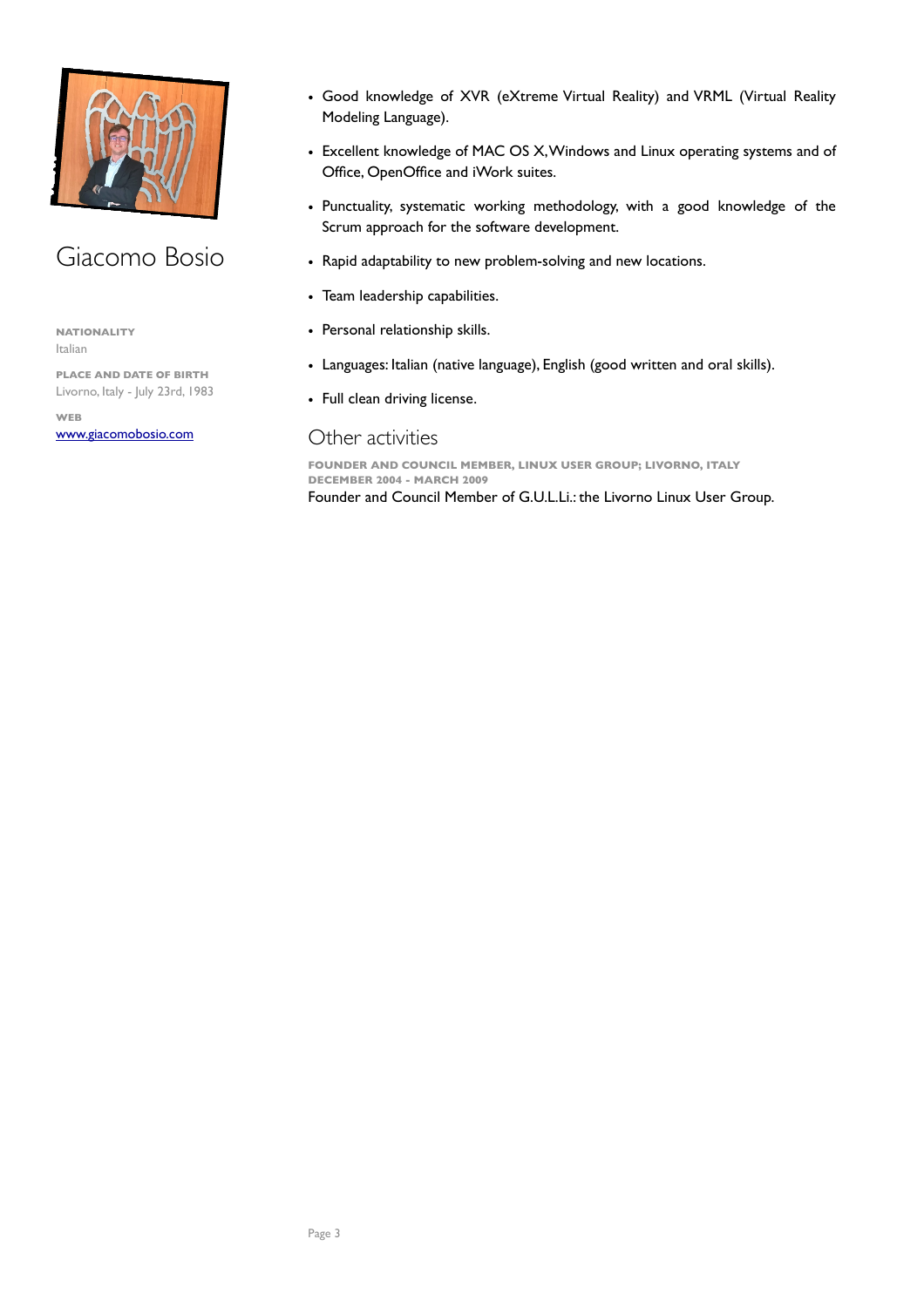# Giacomo Bosio

**NATIONALITY**
Italian

**PLACE AND DATE OF BIRTH**
Livorno, Italy - July 23rd, 1983

**WEB**
[www.giacomobosio.com](http://www.giacomobosio.com)

- Good knowledge of XVR (eXtreme Virtual Reality) and VRML (Virtual Reality Modeling Language).
- Excellent knowledge of MAC OS X, Windows and Linux operating systems and of Office, OpenOffice and iWork suites.
- Punctuality, systematic working methodology, with a good knowledge of the Scrum approach for the software development.
- Rapid adaptability to new problem-solving and new locations.
- Team leadership capabilities.
- Personal relationship skills.
- Languages: Italian (native language), English (good written and oral skills).
- Full clean driving license.

## Other activities

**FOUNDER AND COUNCIL MEMBER, LINUX USER GROUP; LIVORNO, ITALY**
**DECEMBER 2004 - MARCH 2009**
Founder and Council Member of G.U.L.Li.: the Livorno Linux User Group.